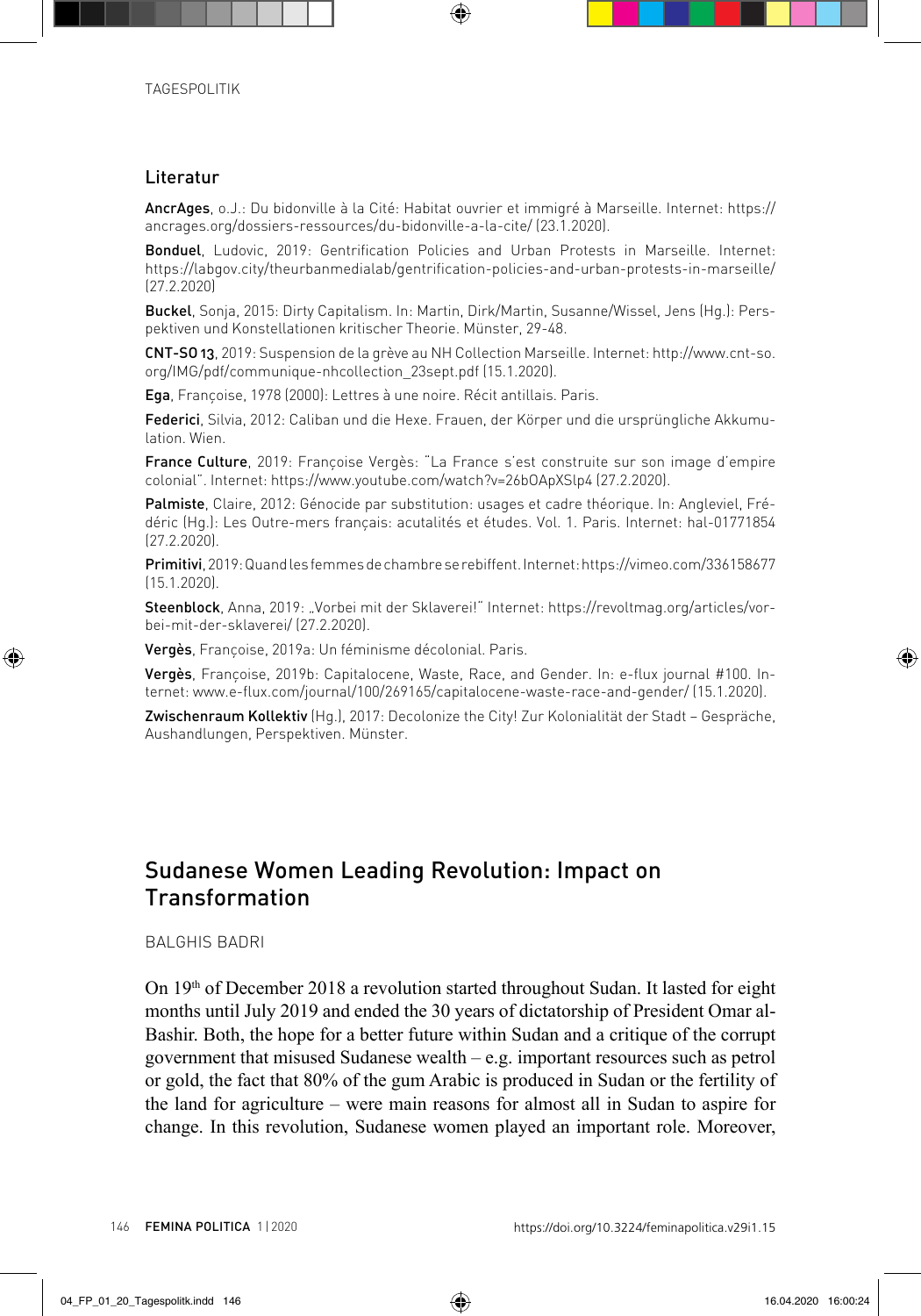## Literatur

**AncrAges**, o.J.: Du bidonville à la Cité: Habitat ouvrier et immigré à Marseille. Internet: https://ancrages.org/dossiers-ressources/du-bidonville-a-la-cite/ (23.1.2020).

**Bonduel**, Ludovic, 2019: Gentrification Policies and Urban Protests in Marseille. Internet: https://labgov.city/theurbanmedialab/gentrification-policies-and-urban-protests-in-marseille/ (27.2.2020)

**Buckel**, Sonja, 2015: Dirty Capitalism. In: Martin, Dirk/Martin, Susanne/Wissel, Jens (Hg.): Perspektiven und Konstellationen kritischer Theorie. Münster, 29-48.

**CNT-SO 13**, 2019: Suspension de la grève au NH Collection Marseille. Internet: http://www.cnt-so.org/IMG/pdf/communique-nhcollection_23sept.pdf (15.1.2020).

**Ega**, Françoise, 1978 (2000): Lettres à une noire. Récit antillais. Paris.

**Federici**, Silvia, 2012: Caliban und die Hexe. Frauen, der Körper und die ursprüngliche Akkumulation. Wien.

**France Culture**, 2019: Françoise Vergès: "La France s'est construite sur son image d'empire colonial". Internet: https://www.youtube.com/watch?v=26bOApXSlp4 (27.2.2020).

**Palmiste**, Claire, 2012: Génocide par substitution: usages et cadre théorique. In: Angleviel, Frédéric (Hg.): Les Outre-mers français: acutalités et études. Vol. 1. Paris. Internet: hal-01771854 (27.2.2020).

**Primitivi**, 2019: Quand les femmes de chambre se rebiffent. Internet: https://vimeo.com/336158677 (15.1.2020).

**Steenblock**, Anna, 2019: „Vorbei mit der Sklaverei!" Internet: https://revoltmag.org/articles/vorbei-mit-der-sklaverei/ (27.2.2020).

**Vergès**, Françoise, 2019a: Un féminisme décolonial. Paris.

**Vergès**, Françoise, 2019b: Capitalocene, Waste, Race, and Gender. In: e-flux journal #100. Internet: www.e-flux.com/journal/100/269165/capitalocene-waste-race-and-gender/ (15.1.2020).

**Zwischenraum Kollektiv** (Hg.), 2017: Decolonize the City! Zur Kolonialität der Stadt – Gespräche, Aushandlungen, Perspektiven. Münster.

# Sudanese Women Leading Revolution: Impact on Transformation

BALGHIS BADRI

On 19th of December 2018 a revolution started throughout Sudan. It lasted for eight months until July 2019 and ended the 30 years of dictatorship of President Omar al-Bashir. Both, the hope for a better future within Sudan and a critique of the corrupt government that misused Sudanese wealth – e.g. important resources such as petrol or gold, the fact that 80% of the gum Arabic is produced in Sudan or the fertility of the land for agriculture – were main reasons for almost all in Sudan to aspire for change. In this revolution, Sudanese women played an important role. Moreover,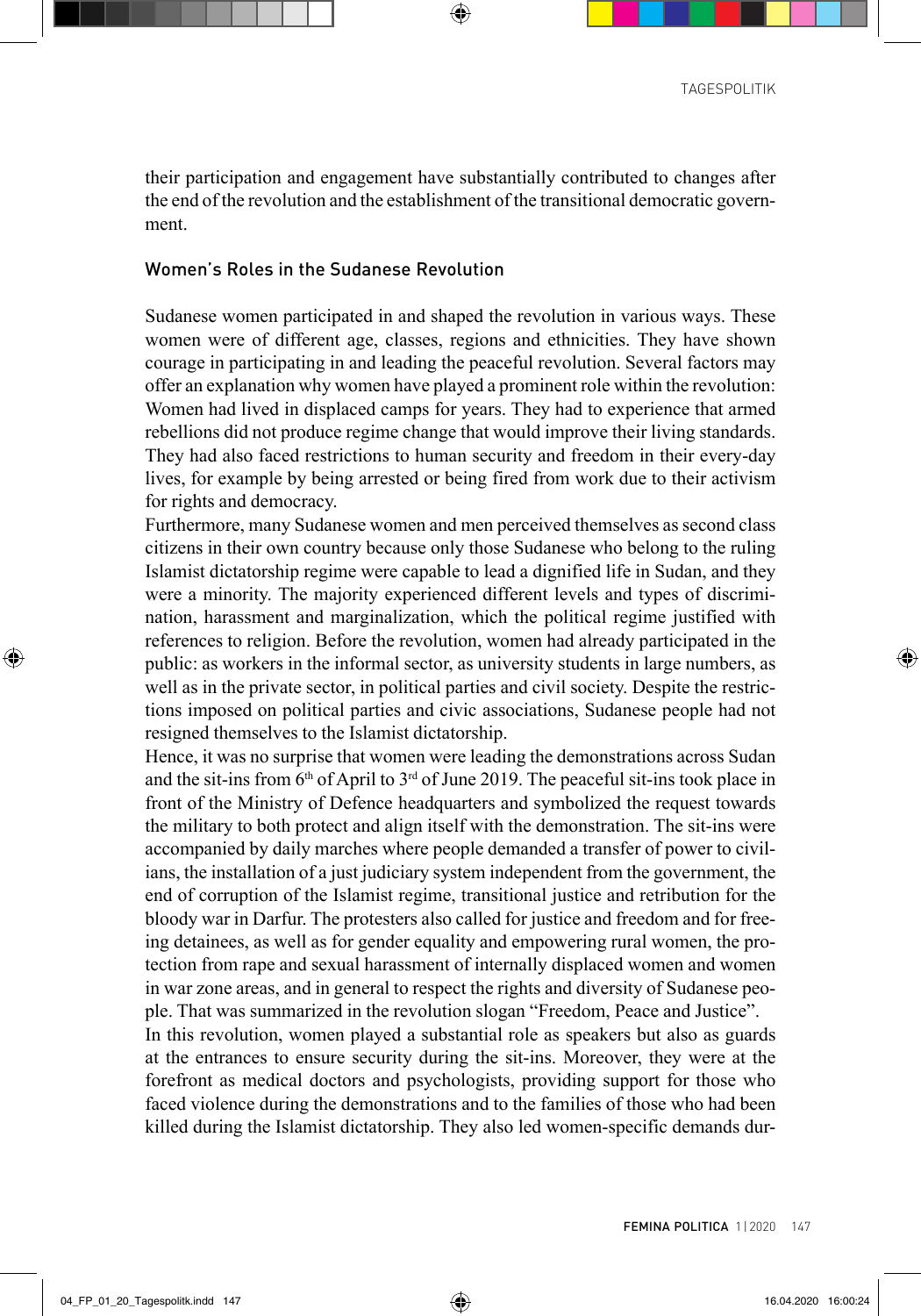their participation and engagement have substantially contributed to changes after the end of the revolution and the establishment of the transitional democratic government.

## Women's Roles in the Sudanese Revolution

Sudanese women participated in and shaped the revolution in various ways. These women were of different age, classes, regions and ethnicities. They have shown courage in participating in and leading the peaceful revolution. Several factors may offer an explanation why women have played a prominent role within the revolution: Women had lived in displaced camps for years. They had to experience that armed rebellions did not produce regime change that would improve their living standards. They had also faced restrictions to human security and freedom in their every-day lives, for example by being arrested or being fired from work due to their activism for rights and democracy.

Furthermore, many Sudanese women and men perceived themselves as second class citizens in their own country because only those Sudanese who belong to the ruling Islamist dictatorship regime were capable to lead a dignified life in Sudan, and they were a minority. The majority experienced different levels and types of discrimination, harassment and marginalization, which the political regime justified with references to religion. Before the revolution, women had already participated in the public: as workers in the informal sector, as university students in large numbers, as well as in the private sector, in political parties and civil society. Despite the restrictions imposed on political parties and civic associations, Sudanese people had not resigned themselves to the Islamist dictatorship.

Hence, it was no surprise that women were leading the demonstrations across Sudan and the sit-ins from 6th of April to 3rd of June 2019. The peaceful sit-ins took place in front of the Ministry of Defence headquarters and symbolized the request towards the military to both protect and align itself with the demonstration. The sit-ins were accompanied by daily marches where people demanded a transfer of power to civilians, the installation of a just judiciary system independent from the government, the end of corruption of the Islamist regime, transitional justice and retribution for the bloody war in Darfur. The protesters also called for justice and freedom and for freeing detainees, as well as for gender equality and empowering rural women, the protection from rape and sexual harassment of internally displaced women and women in war zone areas, and in general to respect the rights and diversity of Sudanese people. That was summarized in the revolution slogan "Freedom, Peace and Justice".

In this revolution, women played a substantial role as speakers but also as guards at the entrances to ensure security during the sit-ins. Moreover, they were at the forefront as medical doctors and psychologists, providing support for those who faced violence during the demonstrations and to the families of those who had been killed during the Islamist dictatorship. They also led women-specific demands dur-